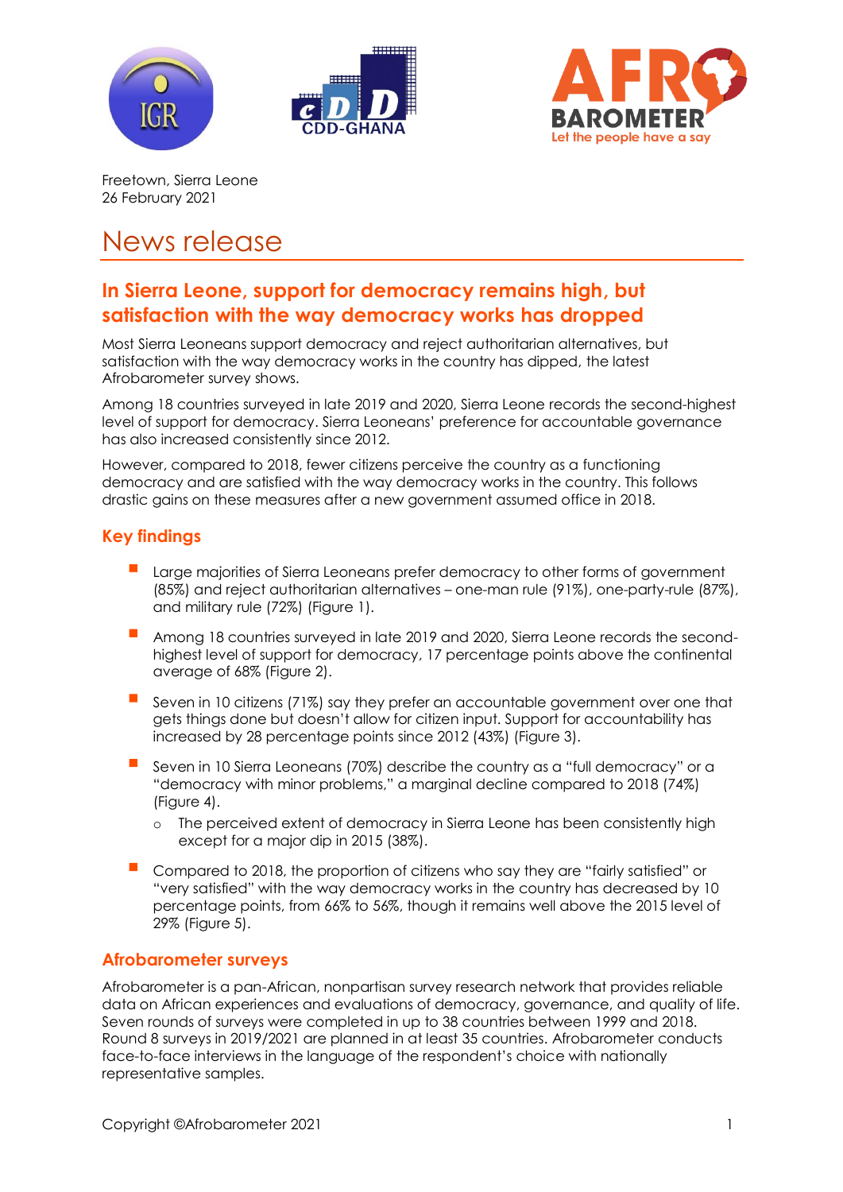Freetown, Sierra Leone
26 February 2021

# News release

## In Sierra Leone, support for democracy remains high, but satisfaction with the way democracy works has dropped

Most Sierra Leoneans support democracy and reject authoritarian alternatives, but satisfaction with the way democracy works in the country has dipped, the latest Afrobarometer survey shows.

Among 18 countries surveyed in late 2019 and 2020, Sierra Leone records the second-highest level of support for democracy. Sierra Leoneans' preference for accountable governance has also increased consistently since 2012.

However, compared to 2018, fewer citizens perceive the country as a functioning democracy and are satisfied with the way democracy works in the country. This follows drastic gains on these measures after a new government assumed office in 2018.

### Key findings

- Large majorities of Sierra Leoneans prefer democracy to other forms of government (85%) and reject authoritarian alternatives – one-man rule (91%), one-party-rule (87%), and military rule (72%) (Figure 1).
- Among 18 countries surveyed in late 2019 and 2020, Sierra Leone records the second-highest level of support for democracy, 17 percentage points above the continental average of 68% (Figure 2).
- Seven in 10 citizens (71%) say they prefer an accountable government over one that gets things done but doesn't allow for citizen input. Support for accountability has increased by 28 percentage points since 2012 (43%) (Figure 3).
- Seven in 10 Sierra Leoneans (70%) describe the country as a "full democracy" or a "democracy with minor problems," a marginal decline compared to 2018 (74%) (Figure 4).
  - The perceived extent of democracy in Sierra Leone has been consistently high except for a major dip in 2015 (38%).
- Compared to 2018, the proportion of citizens who say they are "fairly satisfied" or "very satisfied" with the way democracy works in the country has decreased by 10 percentage points, from 66% to 56%, though it remains well above the 2015 level of 29% (Figure 5).

### Afrobarometer surveys

Afrobarometer is a pan-African, nonpartisan survey research network that provides reliable data on African experiences and evaluations of democracy, governance, and quality of life. Seven rounds of surveys were completed in up to 38 countries between 1999 and 2018. Round 8 surveys in 2019/2021 are planned in at least 35 countries. Afrobarometer conducts face-to-face interviews in the language of the respondent's choice with nationally representative samples.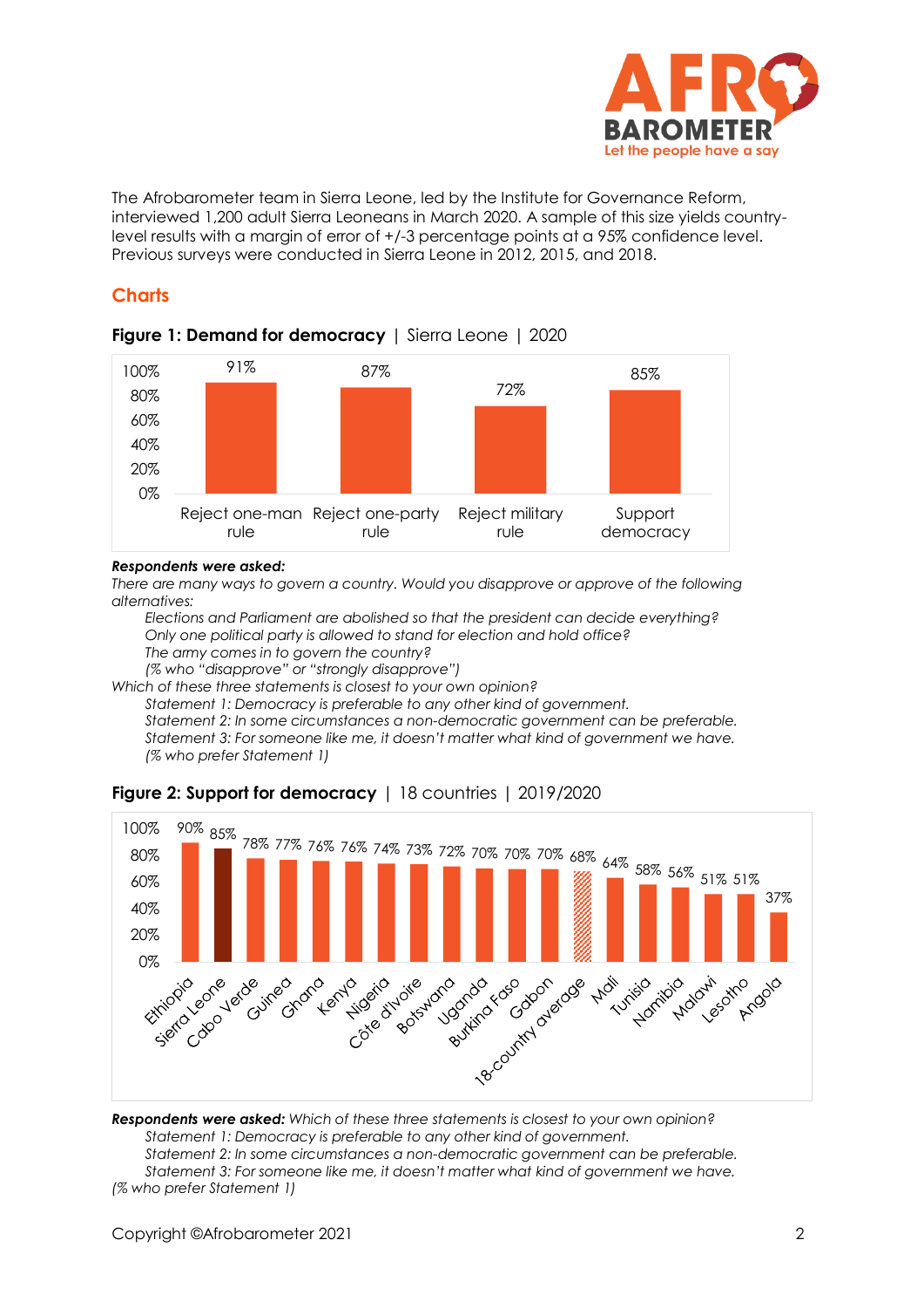The Afrobarometer team in Sierra Leone, led by the Institute for Governance Reform, interviewed 1,200 adult Sierra Leoneans in March 2020. A sample of this size yields country-level results with a margin of error of +/-3 percentage points at a 95% confidence level. Previous surveys were conducted in Sierra Leone in 2012, 2015, and 2018.

## Charts

**Figure 1: Demand for democracy** | Sierra Leone | 2020

| | Reject one-man rule | Reject one-party rule | Reject military rule | Support democracy |
|---|---|---|---|---|
| % | 91% | 87% | 72% | 85% |

***Respondents were asked:***
*There are many ways to govern a country. Would you disapprove or approve of the following alternatives:*

*Elections and Parliament are abolished so that the president can decide everything?*
*Only one political party is allowed to stand for election and hold office?*
*The army comes in to govern the country?*
*(% who "disapprove" or "strongly disapprove")*

*Which of these three statements is closest to your own opinion?*

*Statement 1: Democracy is preferable to any other kind of government.*
*Statement 2: In some circumstances a non-democratic government can be preferable.*
*Statement 3: For someone like me, it doesn't matter what kind of government we have.*
*(% who prefer Statement 1)*

**Figure 2: Support for democracy** | 18 countries | 2019/2020

| Country | % |
|---|---|
| Ethiopia | 90% |
| Sierra Leone | 85% |
| Cabo Verde | 78% |
| Guinea | 77% |
| Ghana | 76% |
| Kenya | 76% |
| Nigeria | 74% |
| Côte d'Ivoire | 73% |
| Botswana | 72% |
| Uganda | 70% |
| Burkina Faso | 70% |
| Gabon | 70% |
| 18-country average | 68% |
| Mali | 64% |
| Tunisia | 58% |
| Namibia | 56% |
| Malawi | 51% |
| Lesotho | 51% |
| Angola | 37% |

***Respondents were asked:*** *Which of these three statements is closest to your own opinion?*

*Statement 1: Democracy is preferable to any other kind of government.*
*Statement 2: In some circumstances a non-democratic government can be preferable.*
*Statement 3: For someone like me, it doesn't matter what kind of government we have.*

*(% who prefer Statement 1)*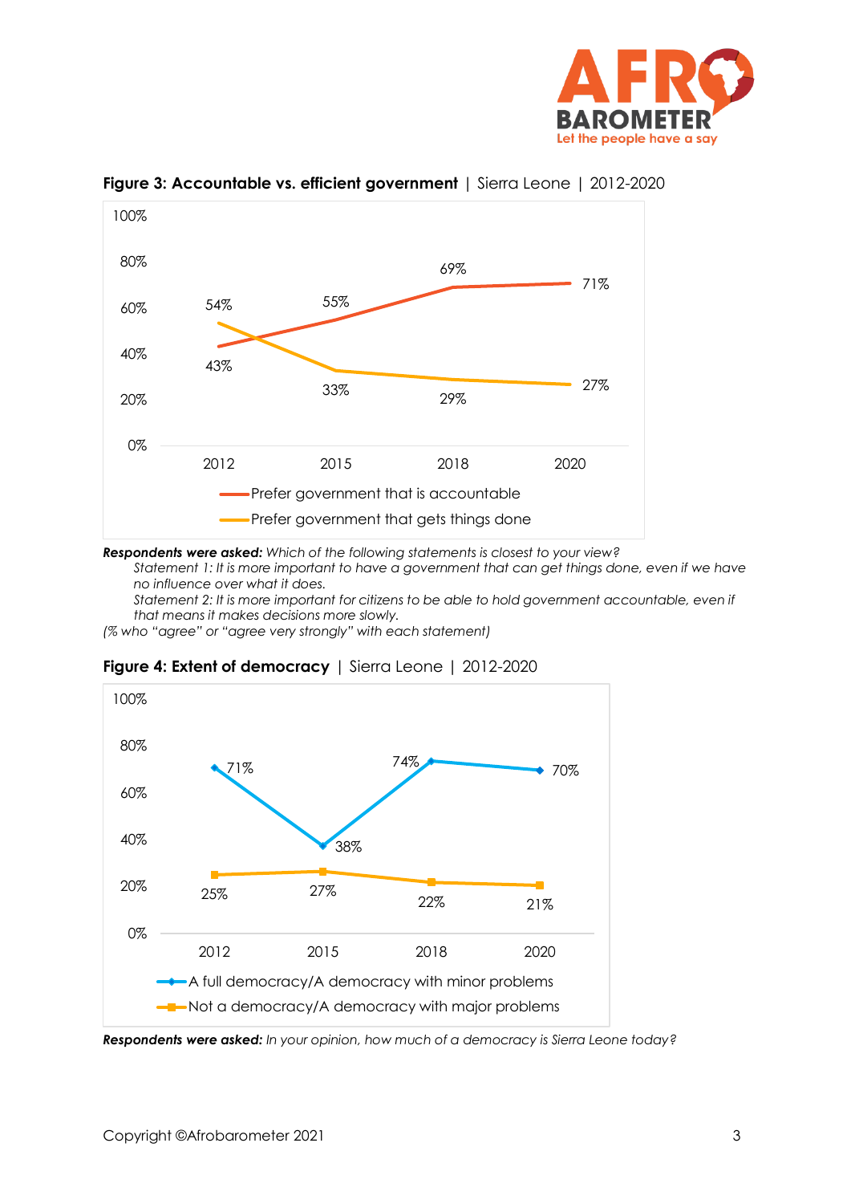**Figure 3: Accountable vs. efficient government** | Sierra Leone | 2012-2020

| | 2012 | 2015 | 2018 | 2020 |
|---|---|---|---|---|
| Prefer government that is accountable | 43% | 55% | 69% | 71% |
| Prefer government that gets things done | 54% | 33% | 29% | 27% |

***Respondents were asked:*** *Which of the following statements is closest to your view?*

*Statement 1: It is more important to have a government that can get things done, even if we have no influence over what it does.*

*Statement 2: It is more important for citizens to be able to hold government accountable, even if that means it makes decisions more slowly.*

*(% who "agree" or "agree very strongly" with each statement)*

**Figure 4: Extent of democracy** | Sierra Leone | 2012-2020

| | 2012 | 2015 | 2018 | 2020 |
|---|---|---|---|---|
| A full democracy/A democracy with minor problems | 71% | 38% | 74% | 70% |
| Not a democracy/A democracy with major problems | 25% | 27% | 22% | 21% |

***Respondents were asked:*** *In your opinion, how much of a democracy is Sierra Leone today?*

Copyright ©Afrobarometer 2021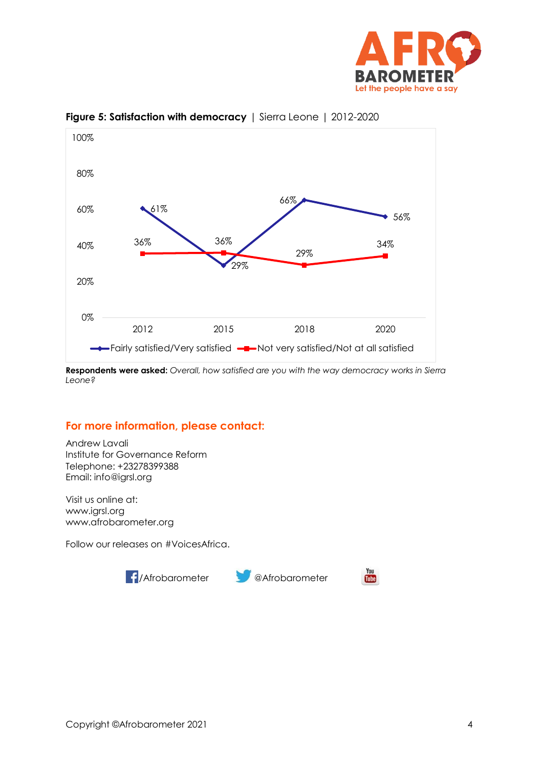**Figure 5: Satisfaction with democracy** | Sierra Leone | 2012-2020

100%
80%
60%
40%
20%
0%

61%
36%
36%
29%
66%
29%
56%
34%

2012
2015
2018
2020

Fairly satisfied/Very satisfied
Not very satisfied/Not at all satisfied

**Respondents were asked:** *Overall, how satisfied are you with the way democracy works in Sierra Leone?*

## For more information, please contact:

Andrew Lavali
Institute for Governance Reform
Telephone: +23278399388
Email: info@igrsl.org

Visit us online at:
www.igrsl.org
www.afrobarometer.org

Follow our releases on #VoicesAfrica.

/Afrobarometer @Afrobarometer